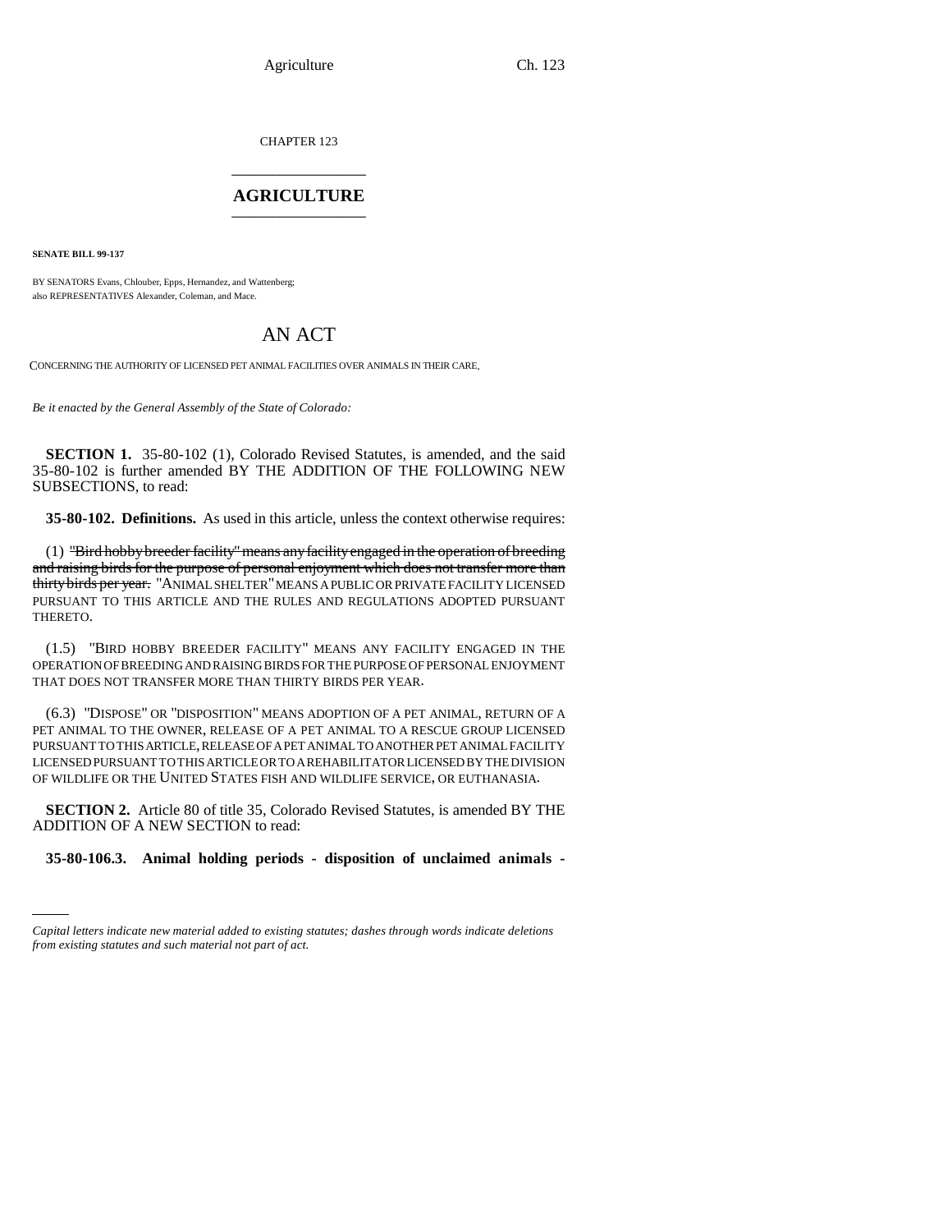CHAPTER 123

# AGRICULTURE

**SENATE BILL 99-137**

BY SENATORS Evans, Chlouber, Epps, Hernandez, and Wattenberg;
also REPRESENTATIVES Alexander, Coleman, and Mace.

## AN ACT

CONCERNING THE AUTHORITY OF LICENSED PET ANIMAL FACILITIES OVER ANIMALS IN THEIR CARE.

*Be it enacted by the General Assembly of the State of Colorado:*

**SECTION 1.** 35-80-102 (1), Colorado Revised Statutes, is amended, and the said 35-80-102 is further amended BY THE ADDITION OF THE FOLLOWING NEW SUBSECTIONS, to read:

**35-80-102. Definitions.** As used in this article, unless the context otherwise requires:

(1) ~~"Bird hobby breeder facility" means any facility engaged in the operation of breeding and raising birds for the purpose of personal enjoyment which does not transfer more than thirty birds per year.~~ "ANIMAL SHELTER" MEANS A PUBLIC OR PRIVATE FACILITY LICENSED PURSUANT TO THIS ARTICLE AND THE RULES AND REGULATIONS ADOPTED PURSUANT THERETO.

(1.5) "BIRD HOBBY BREEDER FACILITY" MEANS ANY FACILITY ENGAGED IN THE OPERATION OF BREEDING AND RAISING BIRDS FOR THE PURPOSE OF PERSONAL ENJOYMENT THAT DOES NOT TRANSFER MORE THAN THIRTY BIRDS PER YEAR.

(6.3) "DISPOSE" OR "DISPOSITION" MEANS ADOPTION OF A PET ANIMAL, RETURN OF A PET ANIMAL TO THE OWNER, RELEASE OF A PET ANIMAL TO A RESCUE GROUP LICENSED PURSUANT TO THIS ARTICLE, RELEASE OF A PET ANIMAL TO ANOTHER PET ANIMAL FACILITY LICENSED PURSUANT TO THIS ARTICLE OR TO A REHABILITATOR LICENSED BY THE DIVISION OF WILDLIFE OR THE UNITED STATES FISH AND WILDLIFE SERVICE, OR EUTHANASIA.

**SECTION 2.** Article 80 of title 35, Colorado Revised Statutes, is amended BY THE ADDITION OF A NEW SECTION to read:

**35-80-106.3. Animal holding periods - disposition of unclaimed animals -**

*Capital letters indicate new material added to existing statutes; dashes through words indicate deletions from existing statutes and such material not part of act.*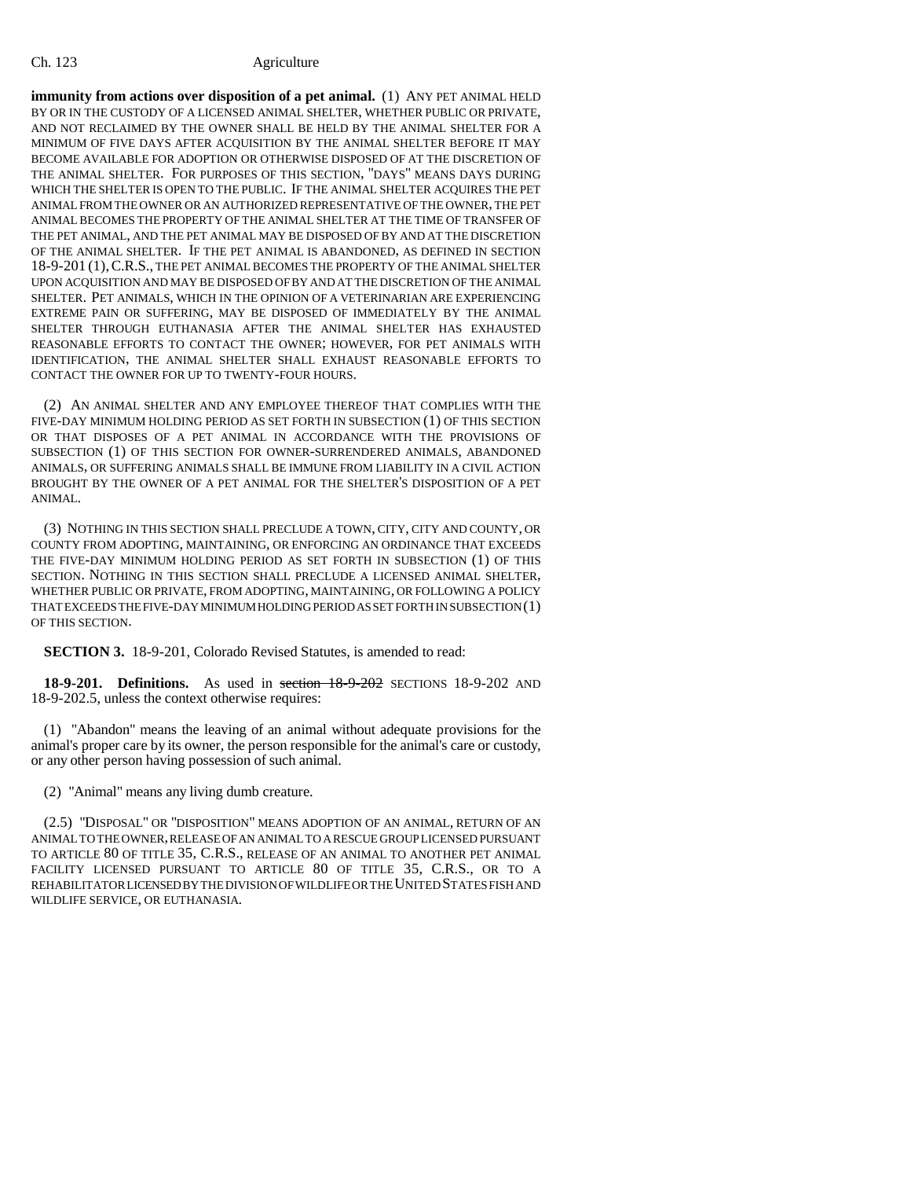**immunity from actions over disposition of a pet animal.** (1) ANY PET ANIMAL HELD BY OR IN THE CUSTODY OF A LICENSED ANIMAL SHELTER, WHETHER PUBLIC OR PRIVATE, AND NOT RECLAIMED BY THE OWNER SHALL BE HELD BY THE ANIMAL SHELTER FOR A MINIMUM OF FIVE DAYS AFTER ACQUISITION BY THE ANIMAL SHELTER BEFORE IT MAY BECOME AVAILABLE FOR ADOPTION OR OTHERWISE DISPOSED OF AT THE DISCRETION OF THE ANIMAL SHELTER. FOR PURPOSES OF THIS SECTION, "DAYS" MEANS DAYS DURING WHICH THE SHELTER IS OPEN TO THE PUBLIC. IF THE ANIMAL SHELTER ACQUIRES THE PET ANIMAL FROM THE OWNER OR AN AUTHORIZED REPRESENTATIVE OF THE OWNER, THE PET ANIMAL BECOMES THE PROPERTY OF THE ANIMAL SHELTER AT THE TIME OF TRANSFER OF THE PET ANIMAL, AND THE PET ANIMAL MAY BE DISPOSED OF BY AND AT THE DISCRETION OF THE ANIMAL SHELTER. IF THE PET ANIMAL IS ABANDONED, AS DEFINED IN SECTION 18-9-201 (1), C.R.S., THE PET ANIMAL BECOMES THE PROPERTY OF THE ANIMAL SHELTER UPON ACQUISITION AND MAY BE DISPOSED OF BY AND AT THE DISCRETION OF THE ANIMAL SHELTER. PET ANIMALS, WHICH IN THE OPINION OF A VETERINARIAN ARE EXPERIENCING EXTREME PAIN OR SUFFERING, MAY BE DISPOSED OF IMMEDIATELY BY THE ANIMAL SHELTER THROUGH EUTHANASIA AFTER THE ANIMAL SHELTER HAS EXHAUSTED REASONABLE EFFORTS TO CONTACT THE OWNER; HOWEVER, FOR PET ANIMALS WITH IDENTIFICATION, THE ANIMAL SHELTER SHALL EXHAUST REASONABLE EFFORTS TO CONTACT THE OWNER FOR UP TO TWENTY-FOUR HOURS.

(2) AN ANIMAL SHELTER AND ANY EMPLOYEE THEREOF THAT COMPLIES WITH THE FIVE-DAY MINIMUM HOLDING PERIOD AS SET FORTH IN SUBSECTION (1) OF THIS SECTION OR THAT DISPOSES OF A PET ANIMAL IN ACCORDANCE WITH THE PROVISIONS OF SUBSECTION (1) OF THIS SECTION FOR OWNER-SURRENDERED ANIMALS, ABANDONED ANIMALS, OR SUFFERING ANIMALS SHALL BE IMMUNE FROM LIABILITY IN A CIVIL ACTION BROUGHT BY THE OWNER OF A PET ANIMAL FOR THE SHELTER'S DISPOSITION OF A PET ANIMAL.

(3) NOTHING IN THIS SECTION SHALL PRECLUDE A TOWN, CITY, CITY AND COUNTY, OR COUNTY FROM ADOPTING, MAINTAINING, OR ENFORCING AN ORDINANCE THAT EXCEEDS THE FIVE-DAY MINIMUM HOLDING PERIOD AS SET FORTH IN SUBSECTION (1) OF THIS SECTION. NOTHING IN THIS SECTION SHALL PRECLUDE A LICENSED ANIMAL SHELTER, WHETHER PUBLIC OR PRIVATE, FROM ADOPTING, MAINTAINING, OR FOLLOWING A POLICY THAT EXCEEDS THE FIVE-DAY MINIMUM HOLDING PERIOD AS SET FORTH IN SUBSECTION (1) OF THIS SECTION.

**SECTION 3.** 18-9-201, Colorado Revised Statutes, is amended to read:

**18-9-201. Definitions.** As used in ~~section 18-9-202~~ SECTIONS 18-9-202 AND 18-9-202.5, unless the context otherwise requires:

(1) "Abandon" means the leaving of an animal without adequate provisions for the animal's proper care by its owner, the person responsible for the animal's care or custody, or any other person having possession of such animal.

(2) "Animal" means any living dumb creature.

(2.5) "DISPOSAL" OR "DISPOSITION" MEANS ADOPTION OF AN ANIMAL, RETURN OF AN ANIMAL TO THE OWNER, RELEASE OF AN ANIMAL TO A RESCUE GROUP LICENSED PURSUANT TO ARTICLE 80 OF TITLE 35, C.R.S., RELEASE OF AN ANIMAL TO ANOTHER PET ANIMAL FACILITY LICENSED PURSUANT TO ARTICLE 80 OF TITLE 35, C.R.S., OR TO A REHABILITATOR LICENSED BY THE DIVISION OF WILDLIFE OR THE UNITED STATES FISH AND WILDLIFE SERVICE, OR EUTHANASIA.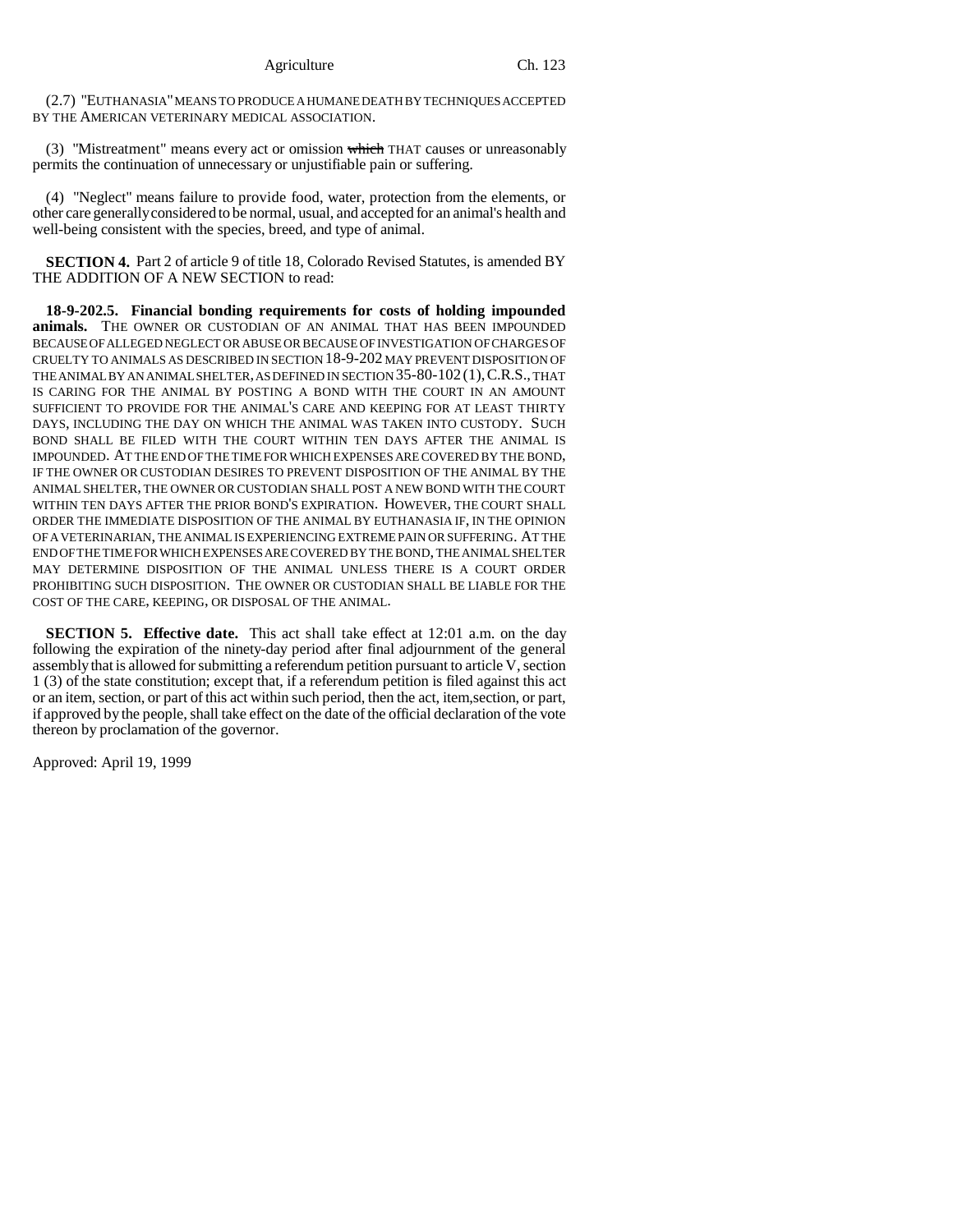(2.7) "EUTHANASIA" MEANS TO PRODUCE A HUMANE DEATH BY TECHNIQUES ACCEPTED BY THE AMERICAN VETERINARY MEDICAL ASSOCIATION.

(3) "Mistreatment" means every act or omission ~~which~~ THAT causes or unreasonably permits the continuation of unnecessary or unjustifiable pain or suffering.

(4) "Neglect" means failure to provide food, water, protection from the elements, or other care generally considered to be normal, usual, and accepted for an animal's health and well-being consistent with the species, breed, and type of animal.

**SECTION 4.** Part 2 of article 9 of title 18, Colorado Revised Statutes, is amended BY THE ADDITION OF A NEW SECTION to read:

**18-9-202.5. Financial bonding requirements for costs of holding impounded animals.** THE OWNER OR CUSTODIAN OF AN ANIMAL THAT HAS BEEN IMPOUNDED BECAUSE OF ALLEGED NEGLECT OR ABUSE OR BECAUSE OF INVESTIGATION OF CHARGES OF CRUELTY TO ANIMALS AS DESCRIBED IN SECTION 18-9-202 MAY PREVENT DISPOSITION OF THE ANIMAL BY AN ANIMAL SHELTER, AS DEFINED IN SECTION 35-80-102 (1), C.R.S., THAT IS CARING FOR THE ANIMAL BY POSTING A BOND WITH THE COURT IN AN AMOUNT SUFFICIENT TO PROVIDE FOR THE ANIMAL'S CARE AND KEEPING FOR AT LEAST THIRTY DAYS, INCLUDING THE DAY ON WHICH THE ANIMAL WAS TAKEN INTO CUSTODY. SUCH BOND SHALL BE FILED WITH THE COURT WITHIN TEN DAYS AFTER THE ANIMAL IS IMPOUNDED. AT THE END OF THE TIME FOR WHICH EXPENSES ARE COVERED BY THE BOND, IF THE OWNER OR CUSTODIAN DESIRES TO PREVENT DISPOSITION OF THE ANIMAL BY THE ANIMAL SHELTER, THE OWNER OR CUSTODIAN SHALL POST A NEW BOND WITH THE COURT WITHIN TEN DAYS AFTER THE PRIOR BOND'S EXPIRATION. HOWEVER, THE COURT SHALL ORDER THE IMMEDIATE DISPOSITION OF THE ANIMAL BY EUTHANASIA IF, IN THE OPINION OF A VETERINARIAN, THE ANIMAL IS EXPERIENCING EXTREME PAIN OR SUFFERING. AT THE END OF THE TIME FOR WHICH EXPENSES ARE COVERED BY THE BOND, THE ANIMAL SHELTER MAY DETERMINE DISPOSITION OF THE ANIMAL UNLESS THERE IS A COURT ORDER PROHIBITING SUCH DISPOSITION. THE OWNER OR CUSTODIAN SHALL BE LIABLE FOR THE COST OF THE CARE, KEEPING, OR DISPOSAL OF THE ANIMAL.

**SECTION 5. Effective date.** This act shall take effect at 12:01 a.m. on the day following the expiration of the ninety-day period after final adjournment of the general assembly that is allowed for submitting a referendum petition pursuant to article V, section 1 (3) of the state constitution; except that, if a referendum petition is filed against this act or an item, section, or part of this act within such period, then the act, item,section, or part, if approved by the people, shall take effect on the date of the official declaration of the vote thereon by proclamation of the governor.

Approved: April 19, 1999